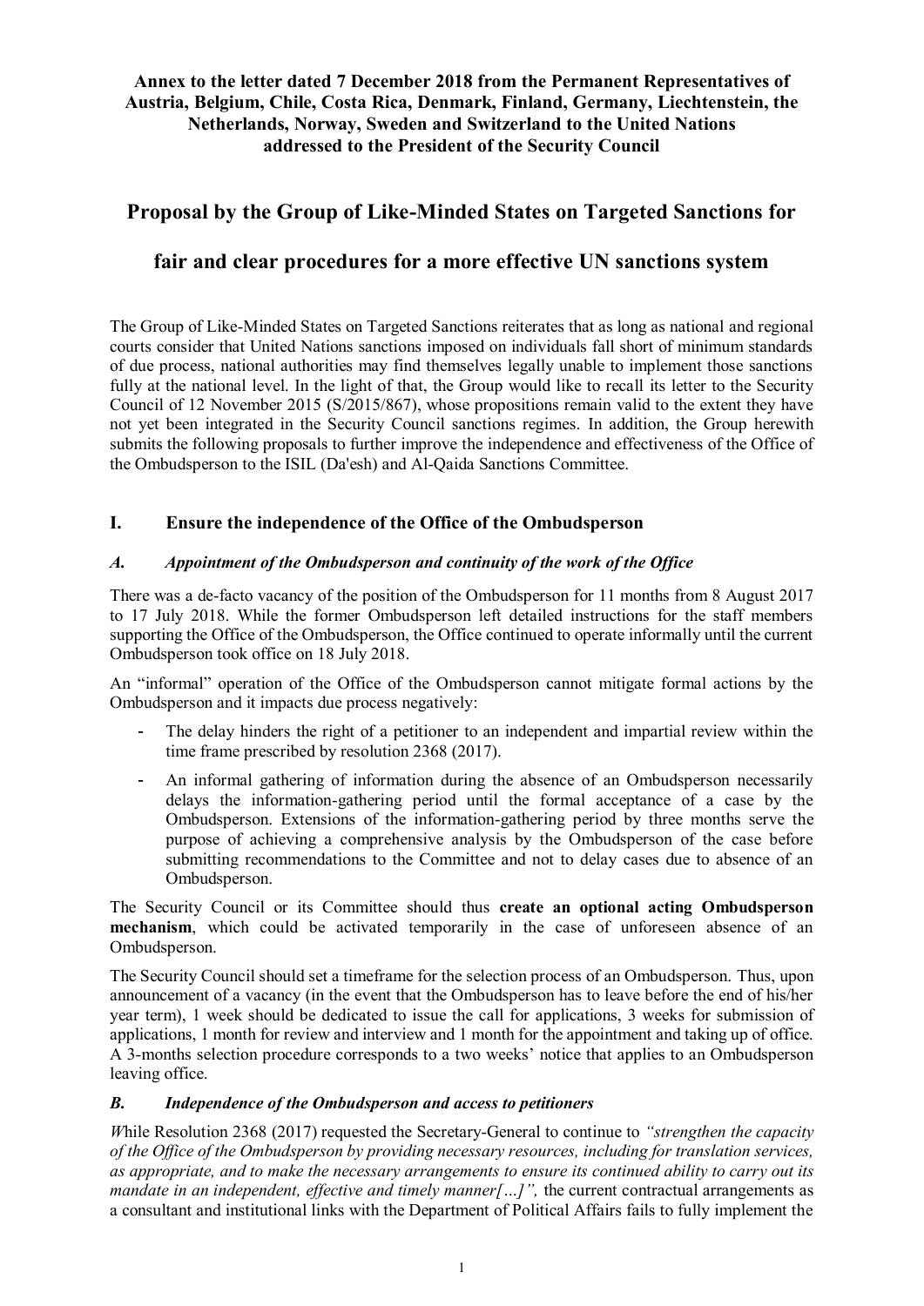**Annex to the letter dated 7 December 2018 from the Permanent Representatives of Austria, Belgium, Chile, Costa Rica, Denmark, Finland, Germany, Liechtenstein, the Netherlands, Norway, Sweden and Switzerland to the United Nations addressed to the President of the Security Council**

# Proposal by the Group of Like-Minded States on Targeted Sanctions for fair and clear procedures for a more effective UN sanctions system

The Group of Like-Minded States on Targeted Sanctions reiterates that as long as national and regional courts consider that United Nations sanctions imposed on individuals fall short of minimum standards of due process, national authorities may find themselves legally unable to implement those sanctions fully at the national level. In the light of that, the Group would like to recall its letter to the Security Council of 12 November 2015 (S/2015/867), whose propositions remain valid to the extent they have not yet been integrated in the Security Council sanctions regimes. In addition, the Group herewith submits the following proposals to further improve the independence and effectiveness of the Office of the Ombudsperson to the ISIL (Da'esh) and Al-Qaida Sanctions Committee.

## I. Ensure the independence of the Office of the Ombudsperson

### *A. Appointment of the Ombudsperson and continuity of the work of the Office*

There was a de-facto vacancy of the position of the Ombudsperson for 11 months from 8 August 2017 to 17 July 2018. While the former Ombudsperson left detailed instructions for the staff members supporting the Office of the Ombudsperson, the Office continued to operate informally until the current Ombudsperson took office on 18 July 2018.

An "informal" operation of the Office of the Ombudsperson cannot mitigate formal actions by the Ombudsperson and it impacts due process negatively:

- The delay hinders the right of a petitioner to an independent and impartial review within the time frame prescribed by resolution 2368 (2017).
- An informal gathering of information during the absence of an Ombudsperson necessarily delays the information-gathering period until the formal acceptance of a case by the Ombudsperson. Extensions of the information-gathering period by three months serve the purpose of achieving a comprehensive analysis by the Ombudsperson of the case before submitting recommendations to the Committee and not to delay cases due to absence of an Ombudsperson.

The Security Council or its Committee should thus **create an optional acting Ombudsperson mechanism**, which could be activated temporarily in the case of unforeseen absence of an Ombudsperson.

The Security Council should set a timeframe for the selection process of an Ombudsperson. Thus, upon announcement of a vacancy (in the event that the Ombudsperson has to leave before the end of his/her year term), 1 week should be dedicated to issue the call for applications, 3 weeks for submission of applications, 1 month for review and interview and 1 month for the appointment and taking up of office. A 3-months selection procedure corresponds to a two weeks' notice that applies to an Ombudsperson leaving office.

### *B. Independence of the Ombudsperson and access to petitioners*

*W*hile Resolution 2368 (2017) requested the Secretary-General to continue to *"strengthen the capacity of the Office of the Ombudsperson by providing necessary resources, including for translation services, as appropriate, and to make the necessary arrangements to ensure its continued ability to carry out its mandate in an independent, effective and timely manner[…]",* the current contractual arrangements as a consultant and institutional links with the Department of Political Affairs fails to fully implement the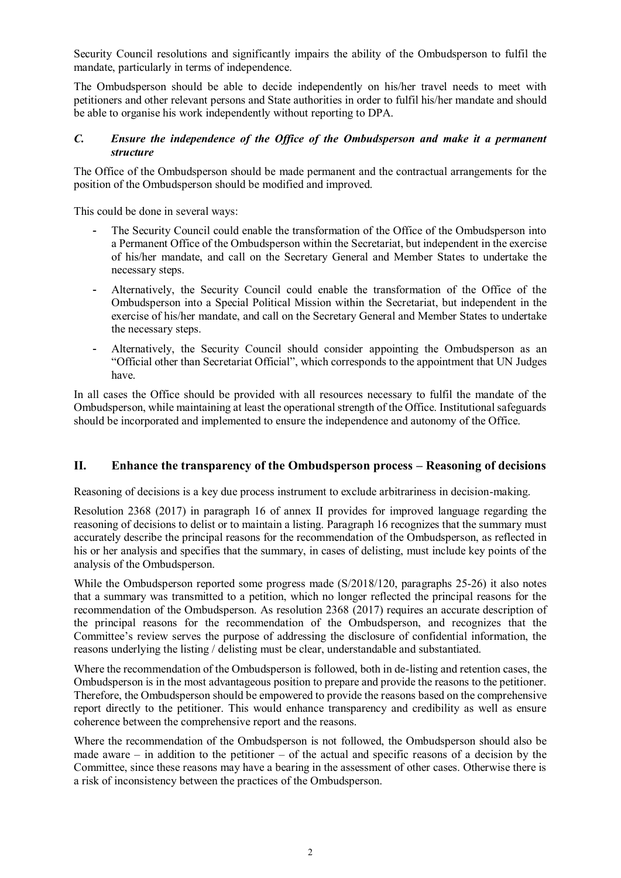Security Council resolutions and significantly impairs the ability of the Ombudsperson to fulfil the mandate, particularly in terms of independence.

The Ombudsperson should be able to decide independently on his/her travel needs to meet with petitioners and other relevant persons and State authorities in order to fulfil his/her mandate and should be able to organise his work independently without reporting to DPA.

### *C. Ensure the independence of the Office of the Ombudsperson and make it a permanent structure*

The Office of the Ombudsperson should be made permanent and the contractual arrangements for the position of the Ombudsperson should be modified and improved.

This could be done in several ways:

- The Security Council could enable the transformation of the Office of the Ombudsperson into a Permanent Office of the Ombudsperson within the Secretariat, but independent in the exercise of his/her mandate, and call on the Secretary General and Member States to undertake the necessary steps.
- Alternatively, the Security Council could enable the transformation of the Office of the Ombudsperson into a Special Political Mission within the Secretariat, but independent in the exercise of his/her mandate, and call on the Secretary General and Member States to undertake the necessary steps.
- Alternatively, the Security Council should consider appointing the Ombudsperson as an "Official other than Secretariat Official", which corresponds to the appointment that UN Judges have.

In all cases the Office should be provided with all resources necessary to fulfil the mandate of the Ombudsperson, while maintaining at least the operational strength of the Office. Institutional safeguards should be incorporated and implemented to ensure the independence and autonomy of the Office.

## II. Enhance the transparency of the Ombudsperson process – Reasoning of decisions

Reasoning of decisions is a key due process instrument to exclude arbitrariness in decision-making.

Resolution 2368 (2017) in paragraph 16 of annex II provides for improved language regarding the reasoning of decisions to delist or to maintain a listing. Paragraph 16 recognizes that the summary must accurately describe the principal reasons for the recommendation of the Ombudsperson, as reflected in his or her analysis and specifies that the summary, in cases of delisting, must include key points of the analysis of the Ombudsperson.

While the Ombudsperson reported some progress made (S/2018/120, paragraphs 25-26) it also notes that a summary was transmitted to a petition, which no longer reflected the principal reasons for the recommendation of the Ombudsperson. As resolution 2368 (2017) requires an accurate description of the principal reasons for the recommendation of the Ombudsperson, and recognizes that the Committee's review serves the purpose of addressing the disclosure of confidential information, the reasons underlying the listing / delisting must be clear, understandable and substantiated.

Where the recommendation of the Ombudsperson is followed, both in de-listing and retention cases, the Ombudsperson is in the most advantageous position to prepare and provide the reasons to the petitioner. Therefore, the Ombudsperson should be empowered to provide the reasons based on the comprehensive report directly to the petitioner. This would enhance transparency and credibility as well as ensure coherence between the comprehensive report and the reasons.

Where the recommendation of the Ombudsperson is not followed, the Ombudsperson should also be made aware – in addition to the petitioner – of the actual and specific reasons of a decision by the Committee, since these reasons may have a bearing in the assessment of other cases. Otherwise there is a risk of inconsistency between the practices of the Ombudsperson.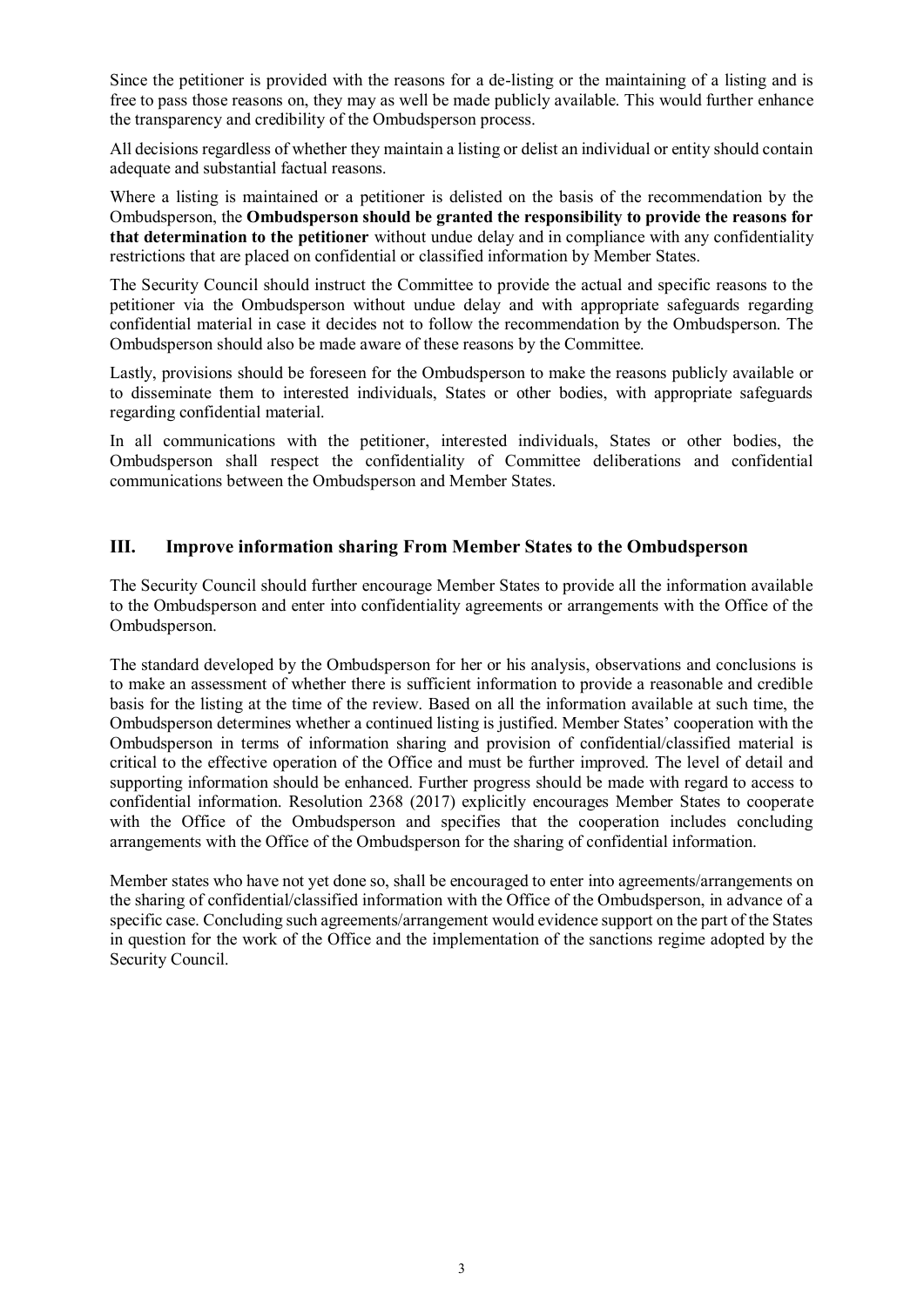Since the petitioner is provided with the reasons for a de-listing or the maintaining of a listing and is free to pass those reasons on, they may as well be made publicly available. This would further enhance the transparency and credibility of the Ombudsperson process.

All decisions regardless of whether they maintain a listing or delist an individual or entity should contain adequate and substantial factual reasons.

Where a listing is maintained or a petitioner is delisted on the basis of the recommendation by the Ombudsperson, the **Ombudsperson should be granted the responsibility to provide the reasons for that determination to the petitioner** without undue delay and in compliance with any confidentiality restrictions that are placed on confidential or classified information by Member States.

The Security Council should instruct the Committee to provide the actual and specific reasons to the petitioner via the Ombudsperson without undue delay and with appropriate safeguards regarding confidential material in case it decides not to follow the recommendation by the Ombudsperson. The Ombudsperson should also be made aware of these reasons by the Committee.

Lastly, provisions should be foreseen for the Ombudsperson to make the reasons publicly available or to disseminate them to interested individuals, States or other bodies, with appropriate safeguards regarding confidential material.

In all communications with the petitioner, interested individuals, States or other bodies, the Ombudsperson shall respect the confidentiality of Committee deliberations and confidential communications between the Ombudsperson and Member States.

## III. Improve information sharing From Member States to the Ombudsperson

The Security Council should further encourage Member States to provide all the information available to the Ombudsperson and enter into confidentiality agreements or arrangements with the Office of the Ombudsperson.

The standard developed by the Ombudsperson for her or his analysis, observations and conclusions is to make an assessment of whether there is sufficient information to provide a reasonable and credible basis for the listing at the time of the review. Based on all the information available at such time, the Ombudsperson determines whether a continued listing is justified. Member States' cooperation with the Ombudsperson in terms of information sharing and provision of confidential/classified material is critical to the effective operation of the Office and must be further improved. The level of detail and supporting information should be enhanced. Further progress should be made with regard to access to confidential information. Resolution 2368 (2017) explicitly encourages Member States to cooperate with the Office of the Ombudsperson and specifies that the cooperation includes concluding arrangements with the Office of the Ombudsperson for the sharing of confidential information.

Member states who have not yet done so, shall be encouraged to enter into agreements/arrangements on the sharing of confidential/classified information with the Office of the Ombudsperson, in advance of a specific case. Concluding such agreements/arrangement would evidence support on the part of the States in question for the work of the Office and the implementation of the sanctions regime adopted by the Security Council.